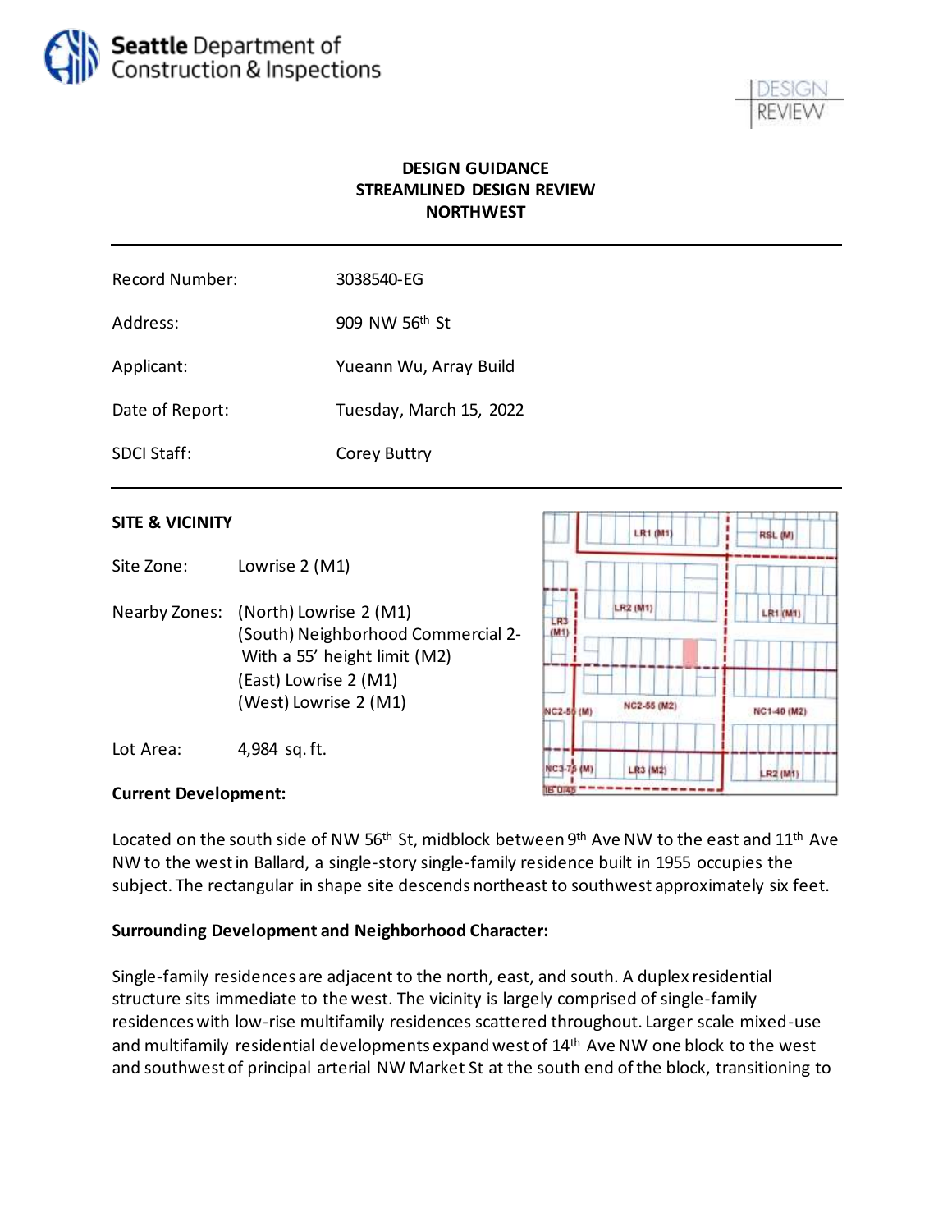# DESIGN GUIDANCE
## STREAMLINED DESIGN REVIEW
## NORTHWEST

---

| | |
|---|---|
| Record Number: | 3038540-EG |
| Address: | 909 NW 56th St |
| Applicant: | Yueann Wu, Array Build |
| Date of Report: | Tuesday, March 15, 2022 |
| SDCI Staff: | Corey Buttry |

---

**SITE & VICINITY**

Site Zone: Lowrise 2 (M1)

Nearby Zones: (North) Lowrise 2 (M1)
(South) Neighborhood Commercial 2- With a 55' height limit (M2)
(East) Lowrise 2 (M1)
(West) Lowrise 2 (M1)

Lot Area: 4,984 sq. ft.

**Current Development:**

Located on the south side of NW 56th St, midblock between 9th Ave NW to the east and 11th Ave NW to the west in Ballard, a single-story single-family residence built in 1955 occupies the subject. The rectangular in shape site descends northeast to southwest approximately six feet.

**Surrounding Development and Neighborhood Character:**

Single-family residences are adjacent to the north, east, and south. A duplex residential structure sits immediate to the west. The vicinity is largely comprised of single-family residences with low-rise multifamily residences scattered throughout. Larger scale mixed-use and multifamily residential developments expand west of 14th Ave NW one block to the west and southwest of principal arterial NW Market St at the south end of the block, transitioning to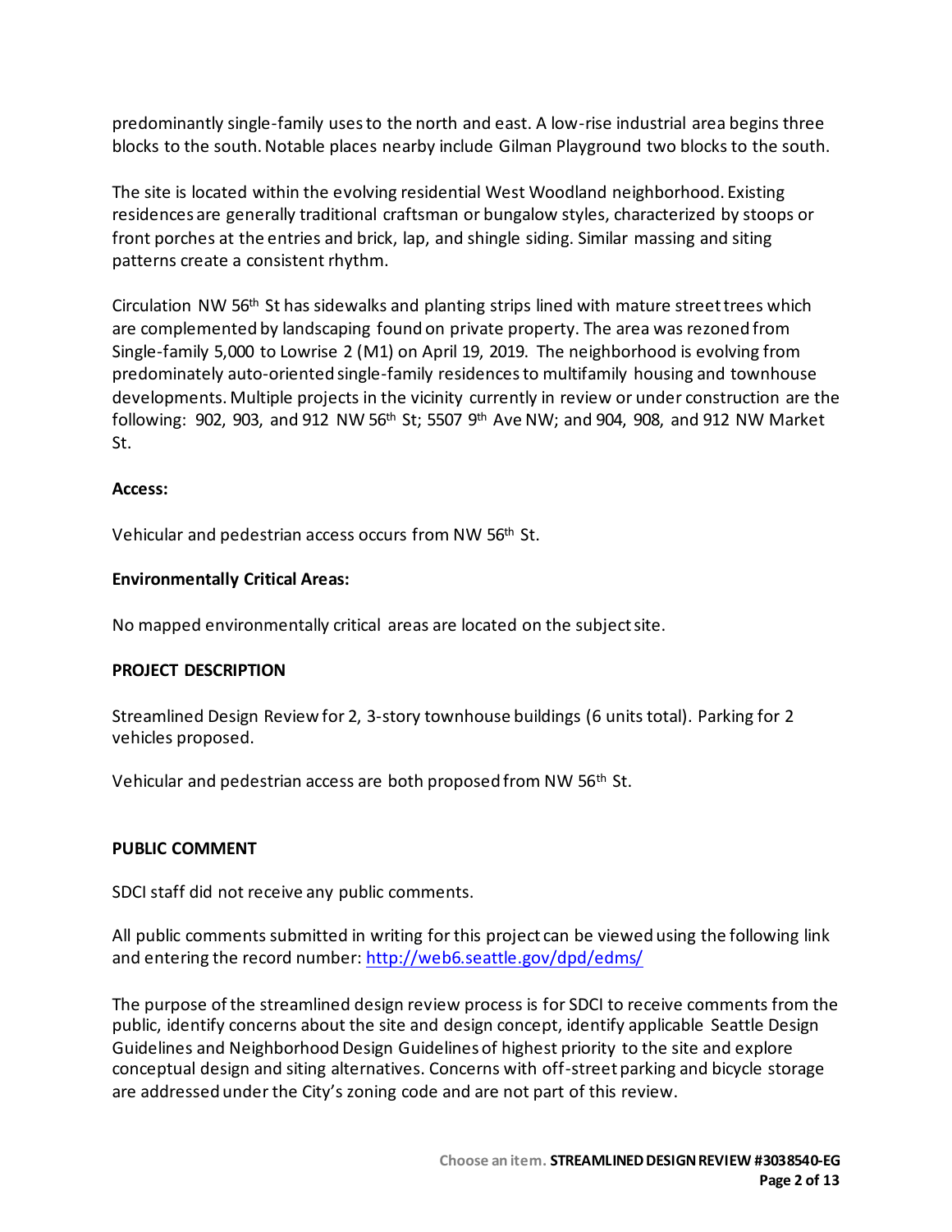predominantly single-family uses to the north and east. A low-rise industrial area begins three blocks to the south. Notable places nearby include Gilman Playground two blocks to the south.

The site is located within the evolving residential West Woodland neighborhood. Existing residences are generally traditional craftsman or bungalow styles, characterized by stoops or front porches at the entries and brick, lap, and shingle siding. Similar massing and siting patterns create a consistent rhythm.

Circulation NW 56th St has sidewalks and planting strips lined with mature street trees which are complemented by landscaping found on private property. The area was rezoned from Single-family 5,000 to Lowrise 2 (M1) on April 19, 2019. The neighborhood is evolving from predominately auto-oriented single-family residences to multifamily housing and townhouse developments. Multiple projects in the vicinity currently in review or under construction are the following: 902, 903, and 912 NW 56th St; 5507 9th Ave NW; and 904, 908, and 912 NW Market St.

**Access:**

Vehicular and pedestrian access occurs from NW 56th St.

**Environmentally Critical Areas:**

No mapped environmentally critical areas are located on the subject site.

**PROJECT DESCRIPTION**

Streamlined Design Review for 2, 3-story townhouse buildings (6 units total). Parking for 2 vehicles proposed.

Vehicular and pedestrian access are both proposed from NW 56th St.

**PUBLIC COMMENT**

SDCI staff did not receive any public comments.

All public comments submitted in writing for this project can be viewed using the following link and entering the record number: http://web6.seattle.gov/dpd/edms/

The purpose of the streamlined design review process is for SDCI to receive comments from the public, identify concerns about the site and design concept, identify applicable Seattle Design Guidelines and Neighborhood Design Guidelines of highest priority to the site and explore conceptual design and siting alternatives. Concerns with off-street parking and bicycle storage are addressed under the City's zoning code and are not part of this review.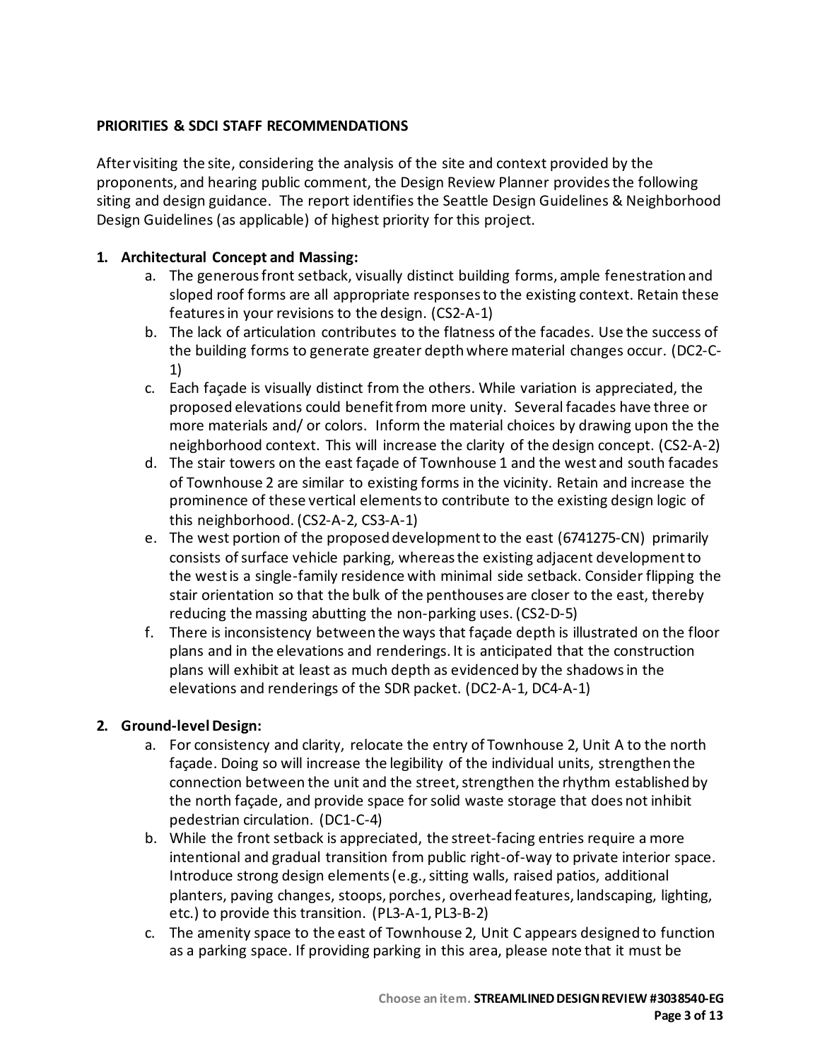**PRIORITIES & SDCI STAFF RECOMMENDATIONS**

After visiting the site, considering the analysis of the site and context provided by the proponents, and hearing public comment, the Design Review Planner provides the following siting and design guidance. The report identifies the Seattle Design Guidelines & Neighborhood Design Guidelines (as applicable) of highest priority for this project.

1. **Architectural Concept and Massing:**
   a. The generous front setback, visually distinct building forms, ample fenestration and sloped roof forms are all appropriate responses to the existing context. Retain these features in your revisions to the design. (CS2-A-1)
   b. The lack of articulation contributes to the flatness of the facades. Use the success of the building forms to generate greater depth where material changes occur. (DC2-C-1)
   c. Each façade is visually distinct from the others. While variation is appreciated, the proposed elevations could benefit from more unity. Several facades have three or more materials and/ or colors. Inform the material choices by drawing upon the the neighborhood context. This will increase the clarity of the design concept. (CS2-A-2)
   d. The stair towers on the east façade of Townhouse 1 and the west and south facades of Townhouse 2 are similar to existing forms in the vicinity. Retain and increase the prominence of these vertical elements to contribute to the existing design logic of this neighborhood. (CS2-A-2, CS3-A-1)
   e. The west portion of the proposed development to the east (6741275-CN) primarily consists of surface vehicle parking, whereas the existing adjacent development to the west is a single-family residence with minimal side setback. Consider flipping the stair orientation so that the bulk of the penthouses are closer to the east, thereby reducing the massing abutting the non-parking uses. (CS2-D-5)
   f. There is inconsistency between the ways that façade depth is illustrated on the floor plans and in the elevations and renderings. It is anticipated that the construction plans will exhibit at least as much depth as evidenced by the shadows in the elevations and renderings of the SDR packet. (DC2-A-1, DC4-A-1)

2. **Ground-level Design:**
   a. For consistency and clarity, relocate the entry of Townhouse 2, Unit A to the north façade. Doing so will increase the legibility of the individual units, strengthen the connection between the unit and the street, strengthen the rhythm established by the north façade, and provide space for solid waste storage that does not inhibit pedestrian circulation. (DC1-C-4)
   b. While the front setback is appreciated, the street-facing entries require a more intentional and gradual transition from public right-of-way to private interior space. Introduce strong design elements (e.g., sitting walls, raised patios, additional planters, paving changes, stoops, porches, overhead features, landscaping, lighting, etc.) to provide this transition. (PL3-A-1, PL3-B-2)
   c. The amenity space to the east of Townhouse 2, Unit C appears designed to function as a parking space. If providing parking in this area, please note that it must be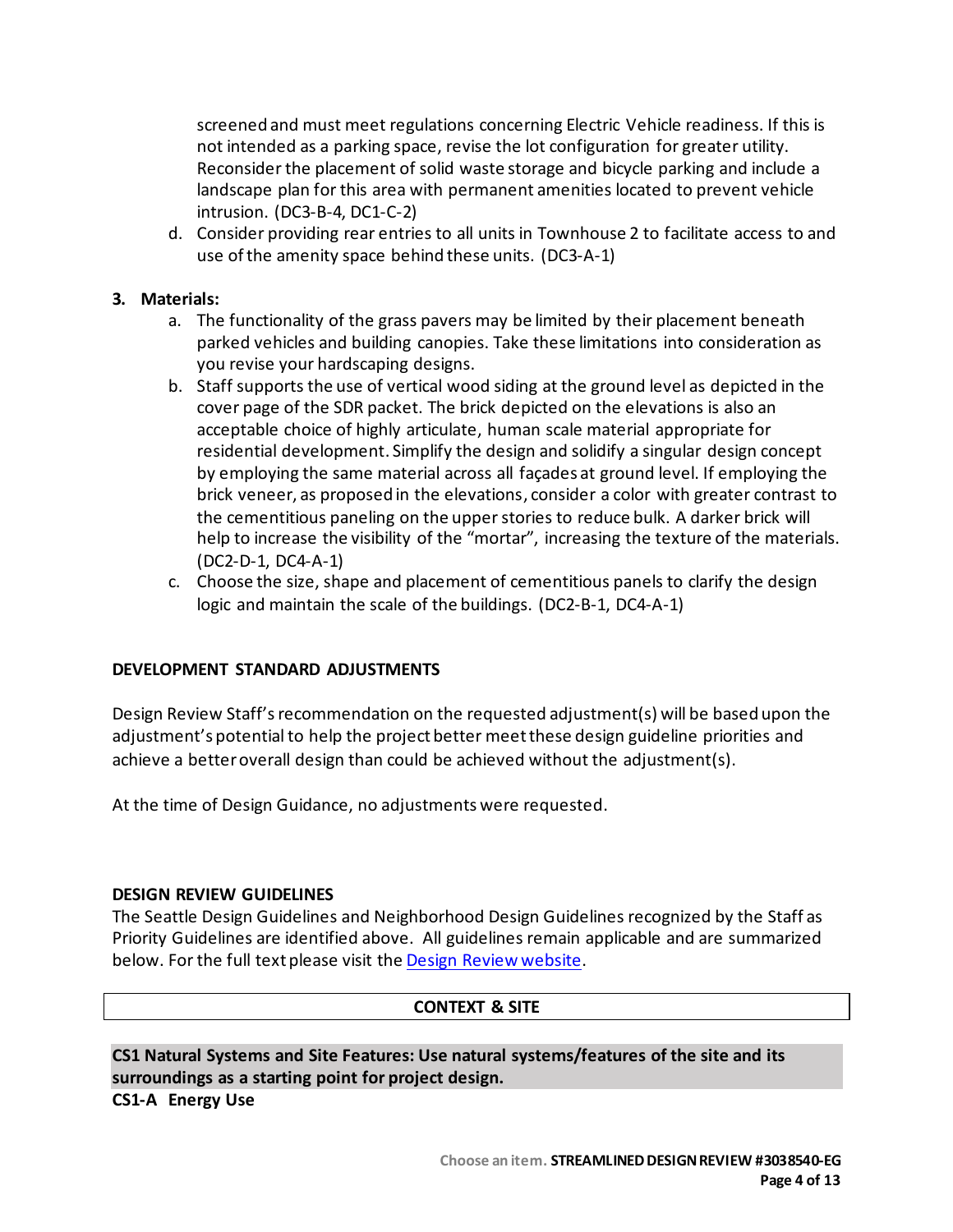screened and must meet regulations concerning Electric Vehicle readiness. If this is not intended as a parking space, revise the lot configuration for greater utility. Reconsider the placement of solid waste storage and bicycle parking and include a landscape plan for this area with permanent amenities located to prevent vehicle intrusion. (DC3-B-4, DC1-C-2)

d. Consider providing rear entries to all units in Townhouse 2 to facilitate access to and use of the amenity space behind these units. (DC3-A-1)

**3. Materials:**

a. The functionality of the grass pavers may be limited by their placement beneath parked vehicles and building canopies. Take these limitations into consideration as you revise your hardscaping designs.

b. Staff supports the use of vertical wood siding at the ground level as depicted in the cover page of the SDR packet. The brick depicted on the elevations is also an acceptable choice of highly articulate, human scale material appropriate for residential development. Simplify the design and solidify a singular design concept by employing the same material across all façades at ground level. If employing the brick veneer, as proposed in the elevations, consider a color with greater contrast to the cementitious paneling on the upper stories to reduce bulk. A darker brick will help to increase the visibility of the "mortar", increasing the texture of the materials. (DC2-D-1, DC4-A-1)

c. Choose the size, shape and placement of cementitious panels to clarify the design logic and maintain the scale of the buildings. (DC2-B-1, DC4-A-1)

## DEVELOPMENT STANDARD ADJUSTMENTS

Design Review Staff's recommendation on the requested adjustment(s) will be based upon the adjustment's potential to help the project better meet these design guideline priorities and achieve a better overall design than could be achieved without the adjustment(s).

At the time of Design Guidance, no adjustments were requested.

## DESIGN REVIEW GUIDELINES

The Seattle Design Guidelines and Neighborhood Design Guidelines recognized by the Staff as Priority Guidelines are identified above. All guidelines remain applicable and are summarized below. For the full text please visit the Design Review website.

### CONTEXT & SITE

**CS1 Natural Systems and Site Features: Use natural systems/features of the site and its surroundings as a starting point for project design.**

**CS1-A Energy Use**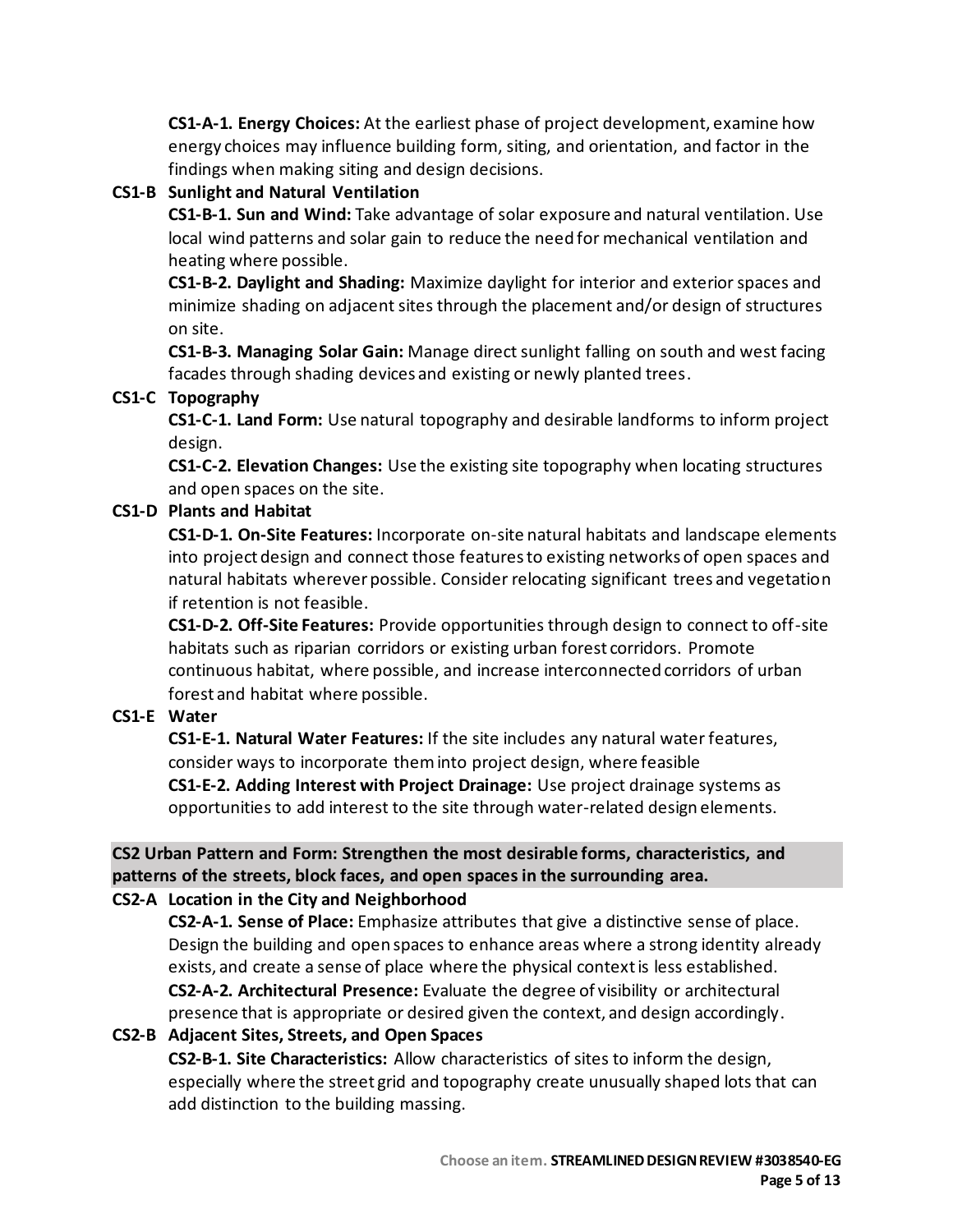**CS1-A-1. Energy Choices:** At the earliest phase of project development, examine how energy choices may influence building form, siting, and orientation, and factor in the findings when making siting and design decisions.

**CS1-B Sunlight and Natural Ventilation**

**CS1-B-1. Sun and Wind:** Take advantage of solar exposure and natural ventilation. Use local wind patterns and solar gain to reduce the need for mechanical ventilation and heating where possible.

**CS1-B-2. Daylight and Shading:** Maximize daylight for interior and exterior spaces and minimize shading on adjacent sites through the placement and/or design of structures on site.

**CS1-B-3. Managing Solar Gain:** Manage direct sunlight falling on south and west facing facades through shading devices and existing or newly planted trees.

**CS1-C Topography**

**CS1-C-1. Land Form:** Use natural topography and desirable landforms to inform project design.

**CS1-C-2. Elevation Changes:** Use the existing site topography when locating structures and open spaces on the site.

**CS1-D Plants and Habitat**

**CS1-D-1. On-Site Features:** Incorporate on-site natural habitats and landscape elements into project design and connect those features to existing networks of open spaces and natural habitats wherever possible. Consider relocating significant trees and vegetation if retention is not feasible.

**CS1-D-2. Off-Site Features:** Provide opportunities through design to connect to off-site habitats such as riparian corridors or existing urban forest corridors. Promote continuous habitat, where possible, and increase interconnected corridors of urban forest and habitat where possible.

**CS1-E Water**

**CS1-E-1. Natural Water Features:** If the site includes any natural water features, consider ways to incorporate them into project design, where feasible

**CS1-E-2. Adding Interest with Project Drainage:** Use project drainage systems as opportunities to add interest to the site through water-related design elements.

**CS2 Urban Pattern and Form: Strengthen the most desirable forms, characteristics, and patterns of the streets, block faces, and open spaces in the surrounding area.**

**CS2-A Location in the City and Neighborhood**

**CS2-A-1. Sense of Place:** Emphasize attributes that give a distinctive sense of place. Design the building and open spaces to enhance areas where a strong identity already exists, and create a sense of place where the physical context is less established.

**CS2-A-2. Architectural Presence:** Evaluate the degree of visibility or architectural presence that is appropriate or desired given the context, and design accordingly.

**CS2-B Adjacent Sites, Streets, and Open Spaces**

**CS2-B-1. Site Characteristics:** Allow characteristics of sites to inform the design, especially where the street grid and topography create unusually shaped lots that can add distinction to the building massing.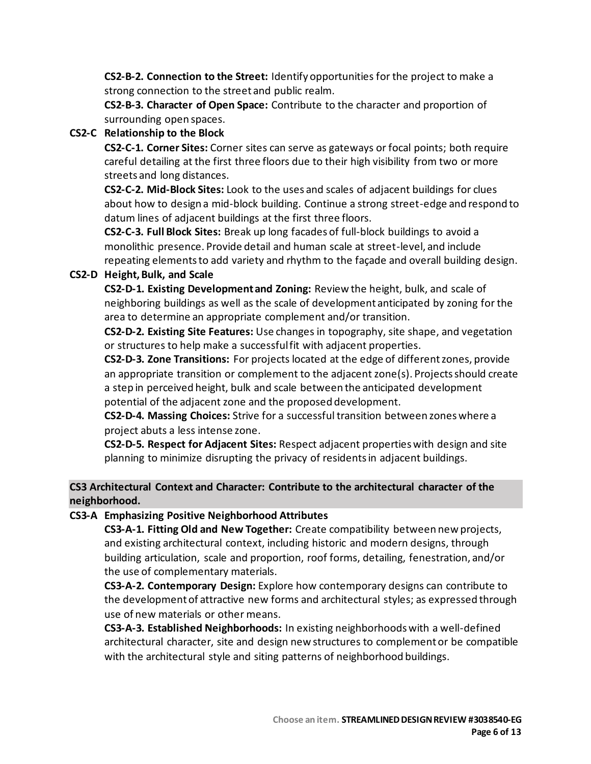**CS2-B-2. Connection to the Street:** Identify opportunities for the project to make a strong connection to the street and public realm.

**CS2-B-3. Character of Open Space:** Contribute to the character and proportion of surrounding open spaces.

**CS2-C Relationship to the Block**

**CS2-C-1. Corner Sites:** Corner sites can serve as gateways or focal points; both require careful detailing at the first three floors due to their high visibility from two or more streets and long distances.

**CS2-C-2. Mid-Block Sites:** Look to the uses and scales of adjacent buildings for clues about how to design a mid-block building. Continue a strong street-edge and respond to datum lines of adjacent buildings at the first three floors.

**CS2-C-3. Full Block Sites:** Break up long facades of full-block buildings to avoid a monolithic presence. Provide detail and human scale at street-level, and include repeating elements to add variety and rhythm to the façade and overall building design.

**CS2-D Height, Bulk, and Scale**

**CS2-D-1. Existing Development and Zoning:** Review the height, bulk, and scale of neighboring buildings as well as the scale of development anticipated by zoning for the area to determine an appropriate complement and/or transition.

**CS2-D-2. Existing Site Features:** Use changes in topography, site shape, and vegetation or structures to help make a successful fit with adjacent properties.

**CS2-D-3. Zone Transitions:** For projects located at the edge of different zones, provide an appropriate transition or complement to the adjacent zone(s). Projects should create a step in perceived height, bulk and scale between the anticipated development potential of the adjacent zone and the proposed development.

**CS2-D-4. Massing Choices:** Strive for a successful transition between zones where a project abuts a less intense zone.

**CS2-D-5. Respect for Adjacent Sites:** Respect adjacent properties with design and site planning to minimize disrupting the privacy of residents in adjacent buildings.

## CS3 Architectural Context and Character: Contribute to the architectural character of the neighborhood.

**CS3-A Emphasizing Positive Neighborhood Attributes**

**CS3-A-1. Fitting Old and New Together:** Create compatibility between new projects, and existing architectural context, including historic and modern designs, through building articulation, scale and proportion, roof forms, detailing, fenestration, and/or the use of complementary materials.

**CS3-A-2. Contemporary Design:** Explore how contemporary designs can contribute to the development of attractive new forms and architectural styles; as expressed through use of new materials or other means.

**CS3-A-3. Established Neighborhoods:** In existing neighborhoods with a well-defined architectural character, site and design new structures to complement or be compatible with the architectural style and siting patterns of neighborhood buildings.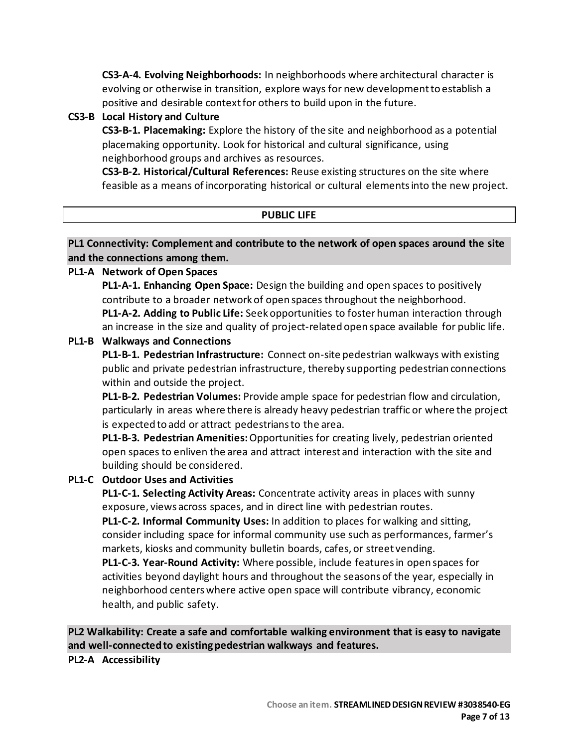**CS3-A-4. Evolving Neighborhoods:** In neighborhoods where architectural character is evolving or otherwise in transition, explore ways for new development to establish a positive and desirable context for others to build upon in the future.

**CS3-B Local History and Culture**

**CS3-B-1. Placemaking:** Explore the history of the site and neighborhood as a potential placemaking opportunity. Look for historical and cultural significance, using neighborhood groups and archives as resources.

**CS3-B-2. Historical/Cultural References:** Reuse existing structures on the site where feasible as a means of incorporating historical or cultural elements into the new project.

## PUBLIC LIFE

### PL1 Connectivity: Complement and contribute to the network of open spaces around the site and the connections among them.

**PL1-A Network of Open Spaces**

**PL1-A-1. Enhancing Open Space:** Design the building and open spaces to positively contribute to a broader network of open spaces throughout the neighborhood.

**PL1-A-2. Adding to Public Life:** Seek opportunities to foster human interaction through an increase in the size and quality of project-related open space available for public life.

**PL1-B Walkways and Connections**

**PL1-B-1. Pedestrian Infrastructure:** Connect on-site pedestrian walkways with existing public and private pedestrian infrastructure, thereby supporting pedestrian connections within and outside the project.

**PL1-B-2. Pedestrian Volumes:** Provide ample space for pedestrian flow and circulation, particularly in areas where there is already heavy pedestrian traffic or where the project is expected to add or attract pedestrians to the area.

**PL1-B-3. Pedestrian Amenities:** Opportunities for creating lively, pedestrian oriented open spaces to enliven the area and attract interest and interaction with the site and building should be considered.

**PL1-C Outdoor Uses and Activities**

**PL1-C-1. Selecting Activity Areas:** Concentrate activity areas in places with sunny exposure, views across spaces, and in direct line with pedestrian routes.

**PL1-C-2. Informal Community Uses:** In addition to places for walking and sitting, consider including space for informal community use such as performances, farmer's markets, kiosks and community bulletin boards, cafes, or street vending.

**PL1-C-3. Year-Round Activity:** Where possible, include features in open spaces for activities beyond daylight hours and throughout the seasons of the year, especially in neighborhood centers where active open space will contribute vibrancy, economic health, and public safety.

### PL2 Walkability: Create a safe and comfortable walking environment that is easy to navigate and well-connected to existing pedestrian walkways and features.

**PL2-A Accessibility**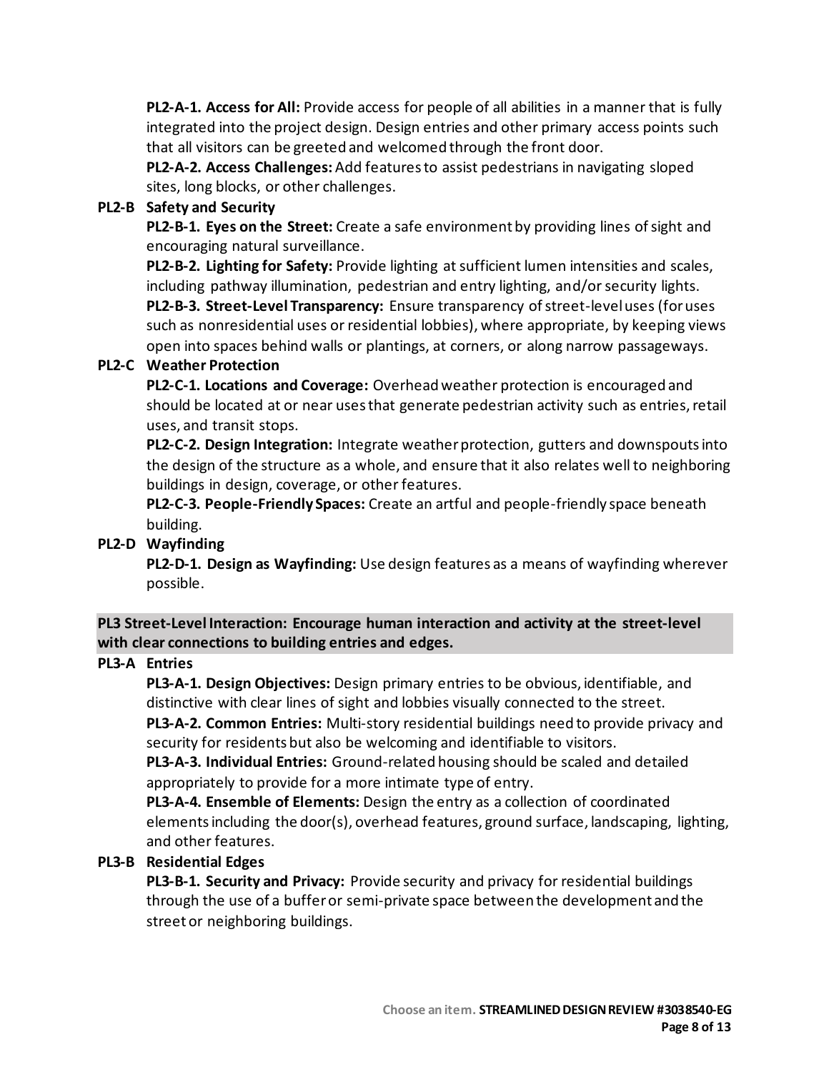**PL2-A-1. Access for All:** Provide access for people of all abilities in a manner that is fully integrated into the project design. Design entries and other primary access points such that all visitors can be greeted and welcomed through the front door.

**PL2-A-2. Access Challenges:** Add features to assist pedestrians in navigating sloped sites, long blocks, or other challenges.

**PL2-B Safety and Security**

**PL2-B-1. Eyes on the Street:** Create a safe environment by providing lines of sight and encouraging natural surveillance.

**PL2-B-2. Lighting for Safety:** Provide lighting at sufficient lumen intensities and scales, including pathway illumination, pedestrian and entry lighting, and/or security lights.

**PL2-B-3. Street-Level Transparency:** Ensure transparency of street-level uses (for uses such as nonresidential uses or residential lobbies), where appropriate, by keeping views open into spaces behind walls or plantings, at corners, or along narrow passageways.

**PL2-C Weather Protection**

**PL2-C-1. Locations and Coverage:** Overhead weather protection is encouraged and should be located at or near uses that generate pedestrian activity such as entries, retail uses, and transit stops.

**PL2-C-2. Design Integration:** Integrate weather protection, gutters and downspouts into the design of the structure as a whole, and ensure that it also relates well to neighboring buildings in design, coverage, or other features.

**PL2-C-3. People-Friendly Spaces:** Create an artful and people-friendly space beneath building.

**PL2-D Wayfinding**

**PL2-D-1. Design as Wayfinding:** Use design features as a means of wayfinding wherever possible.

## PL3 Street-Level Interaction: Encourage human interaction and activity at the street-level with clear connections to building entries and edges.

**PL3-A Entries**

**PL3-A-1. Design Objectives:** Design primary entries to be obvious, identifiable, and distinctive with clear lines of sight and lobbies visually connected to the street.

**PL3-A-2. Common Entries:** Multi-story residential buildings need to provide privacy and security for residents but also be welcoming and identifiable to visitors.

**PL3-A-3. Individual Entries:** Ground-related housing should be scaled and detailed appropriately to provide for a more intimate type of entry.

**PL3-A-4. Ensemble of Elements:** Design the entry as a collection of coordinated elements including the door(s), overhead features, ground surface, landscaping, lighting, and other features.

**PL3-B Residential Edges**

**PL3-B-1. Security and Privacy:** Provide security and privacy for residential buildings through the use of a buffer or semi-private space between the development and the street or neighboring buildings.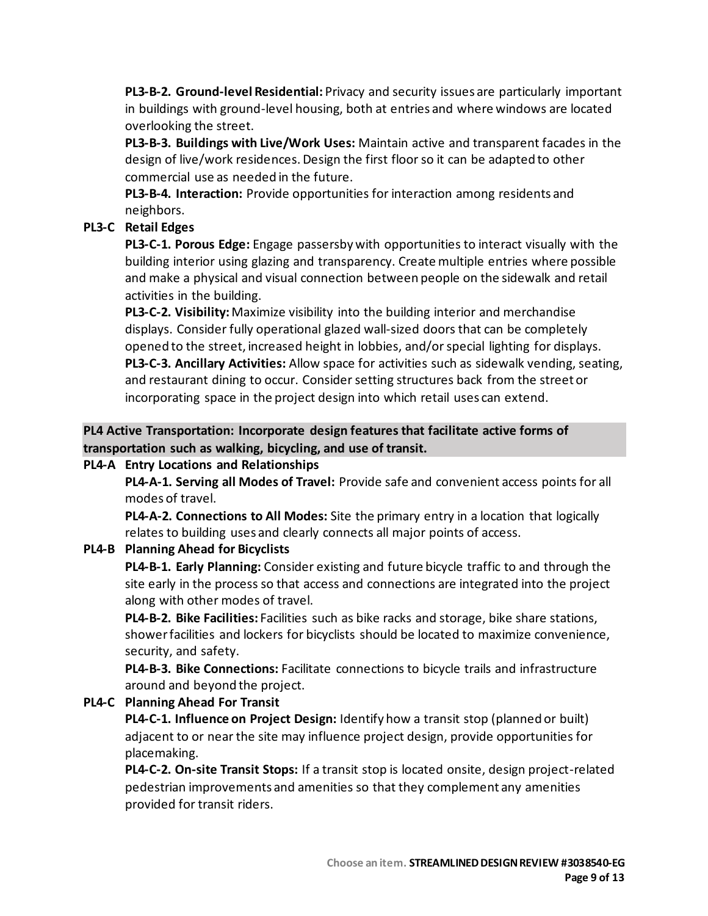**PL3-B-2. Ground-level Residential:** Privacy and security issues are particularly important in buildings with ground-level housing, both at entries and where windows are located overlooking the street.

**PL3-B-3. Buildings with Live/Work Uses:** Maintain active and transparent facades in the design of live/work residences. Design the first floor so it can be adapted to other commercial use as needed in the future.

**PL3-B-4. Interaction:** Provide opportunities for interaction among residents and neighbors.

**PL3-C Retail Edges**

**PL3-C-1. Porous Edge:** Engage passersby with opportunities to interact visually with the building interior using glazing and transparency. Create multiple entries where possible and make a physical and visual connection between people on the sidewalk and retail activities in the building.

**PL3-C-2. Visibility:** Maximize visibility into the building interior and merchandise displays. Consider fully operational glazed wall-sized doors that can be completely opened to the street, increased height in lobbies, and/or special lighting for displays.

**PL3-C-3. Ancillary Activities:** Allow space for activities such as sidewalk vending, seating, and restaurant dining to occur. Consider setting structures back from the street or incorporating space in the project design into which retail uses can extend.

**PL4 Active Transportation: Incorporate design features that facilitate active forms of transportation such as walking, bicycling, and use of transit.**

**PL4-A Entry Locations and Relationships**

**PL4-A-1. Serving all Modes of Travel:** Provide safe and convenient access points for all modes of travel.

**PL4-A-2. Connections to All Modes:** Site the primary entry in a location that logically relates to building uses and clearly connects all major points of access.

**PL4-B Planning Ahead for Bicyclists**

**PL4-B-1. Early Planning:** Consider existing and future bicycle traffic to and through the site early in the process so that access and connections are integrated into the project along with other modes of travel.

**PL4-B-2. Bike Facilities:** Facilities such as bike racks and storage, bike share stations, shower facilities and lockers for bicyclists should be located to maximize convenience, security, and safety.

**PL4-B-3. Bike Connections:** Facilitate connections to bicycle trails and infrastructure around and beyond the project.

**PL4-C Planning Ahead For Transit**

**PL4-C-1. Influence on Project Design:** Identify how a transit stop (planned or built) adjacent to or near the site may influence project design, provide opportunities for placemaking.

**PL4-C-2. On-site Transit Stops:** If a transit stop is located onsite, design project-related pedestrian improvements and amenities so that they complement any amenities provided for transit riders.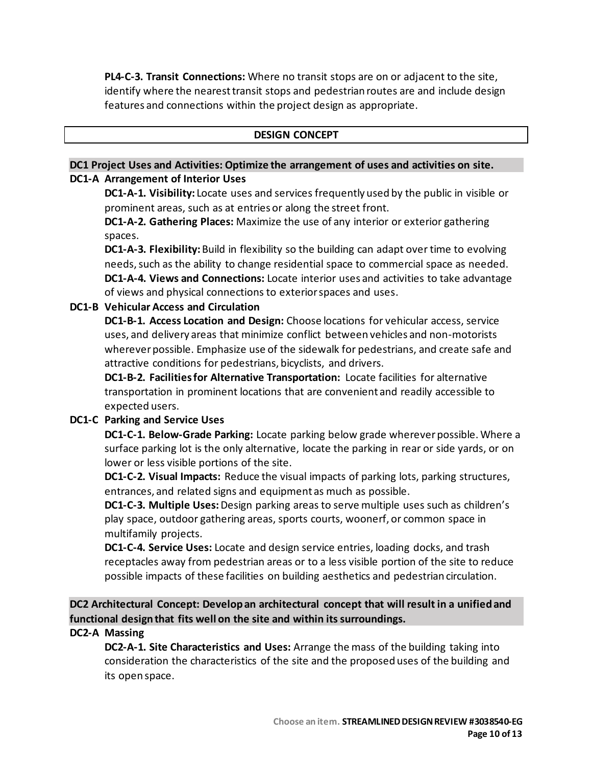**PL4-C-3. Transit Connections:** Where no transit stops are on or adjacent to the site, identify where the nearest transit stops and pedestrian routes are and include design features and connections within the project design as appropriate.

## DESIGN CONCEPT

### DC1 Project Uses and Activities: Optimize the arrangement of uses and activities on site.

**DC1-A Arrangement of Interior Uses**

**DC1-A-1. Visibility:** Locate uses and services frequently used by the public in visible or prominent areas, such as at entries or along the street front.

**DC1-A-2. Gathering Places:** Maximize the use of any interior or exterior gathering spaces.

**DC1-A-3. Flexibility:** Build in flexibility so the building can adapt over time to evolving needs, such as the ability to change residential space to commercial space as needed.

**DC1-A-4. Views and Connections:** Locate interior uses and activities to take advantage of views and physical connections to exterior spaces and uses.

**DC1-B Vehicular Access and Circulation**

**DC1-B-1. Access Location and Design:** Choose locations for vehicular access, service uses, and delivery areas that minimize conflict between vehicles and non-motorists wherever possible. Emphasize use of the sidewalk for pedestrians, and create safe and attractive conditions for pedestrians, bicyclists, and drivers.

**DC1-B-2. Facilities for Alternative Transportation:** Locate facilities for alternative transportation in prominent locations that are convenient and readily accessible to expected users.

**DC1-C Parking and Service Uses**

**DC1-C-1. Below-Grade Parking:** Locate parking below grade wherever possible. Where a surface parking lot is the only alternative, locate the parking in rear or side yards, or on lower or less visible portions of the site.

**DC1-C-2. Visual Impacts:** Reduce the visual impacts of parking lots, parking structures, entrances, and related signs and equipment as much as possible.

**DC1-C-3. Multiple Uses:** Design parking areas to serve multiple uses such as children's play space, outdoor gathering areas, sports courts, woonerf, or common space in multifamily projects.

**DC1-C-4. Service Uses:** Locate and design service entries, loading docks, and trash receptacles away from pedestrian areas or to a less visible portion of the site to reduce possible impacts of these facilities on building aesthetics and pedestrian circulation.

### DC2 Architectural Concept: Develop an architectural concept that will result in a unified and functional design that fits well on the site and within its surroundings.

**DC2-A Massing**

**DC2-A-1. Site Characteristics and Uses:** Arrange the mass of the building taking into consideration the characteristics of the site and the proposed uses of the building and its open space.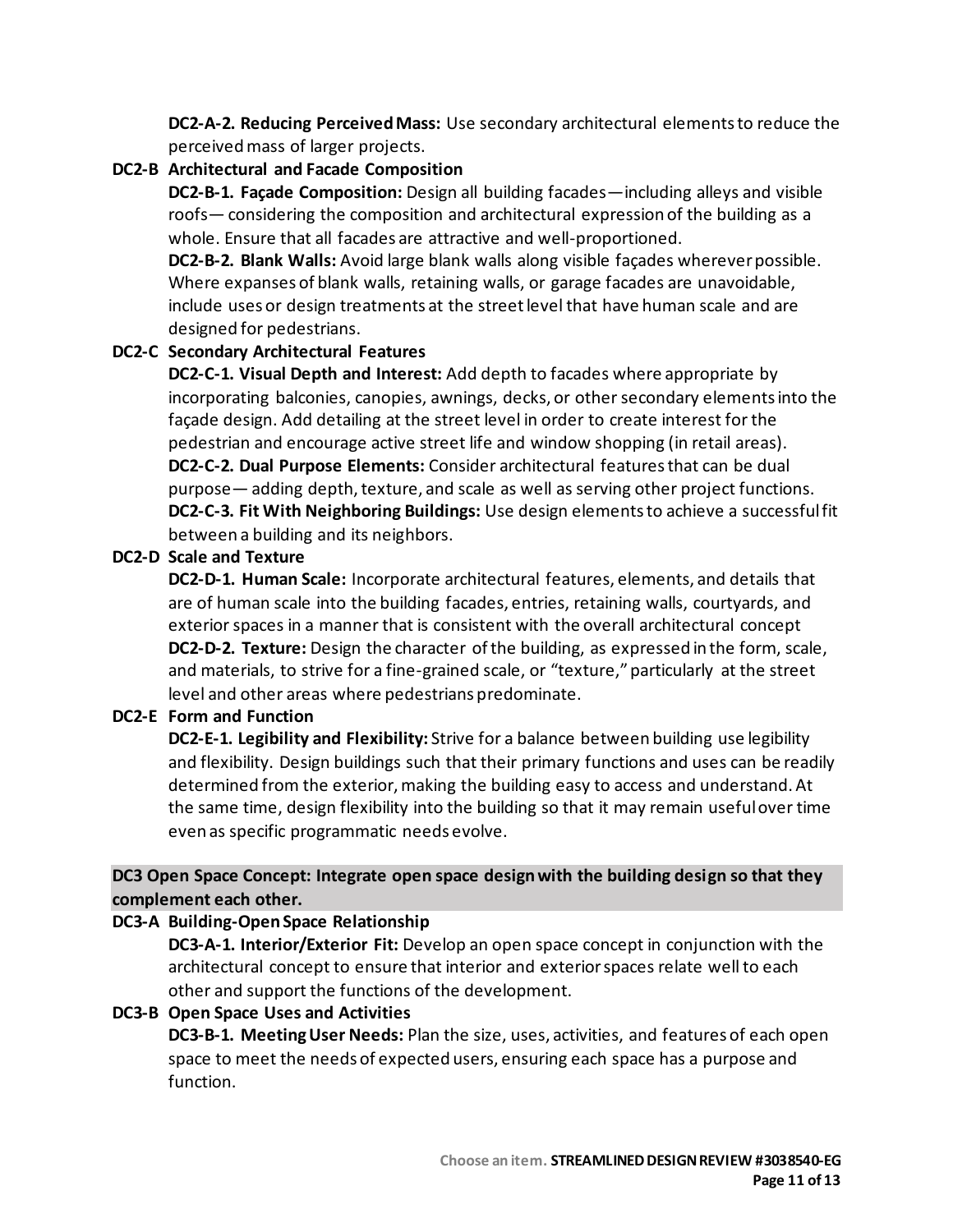**DC2-A-2. Reducing Perceived Mass:** Use secondary architectural elements to reduce the perceived mass of larger projects.

**DC2-B Architectural and Facade Composition**

**DC2-B-1. Façade Composition:** Design all building facades—including alleys and visible roofs— considering the composition and architectural expression of the building as a whole. Ensure that all facades are attractive and well-proportioned.

**DC2-B-2. Blank Walls:** Avoid large blank walls along visible façades wherever possible. Where expanses of blank walls, retaining walls, or garage facades are unavoidable, include uses or design treatments at the street level that have human scale and are designed for pedestrians.

**DC2-C Secondary Architectural Features**

**DC2-C-1. Visual Depth and Interest:** Add depth to facades where appropriate by incorporating balconies, canopies, awnings, decks, or other secondary elements into the façade design. Add detailing at the street level in order to create interest for the pedestrian and encourage active street life and window shopping (in retail areas).

**DC2-C-2. Dual Purpose Elements:** Consider architectural features that can be dual purpose— adding depth, texture, and scale as well as serving other project functions.

**DC2-C-3. Fit With Neighboring Buildings:** Use design elements to achieve a successful fit between a building and its neighbors.

**DC2-D Scale and Texture**

**DC2-D-1. Human Scale:** Incorporate architectural features, elements, and details that are of human scale into the building facades, entries, retaining walls, courtyards, and exterior spaces in a manner that is consistent with the overall architectural concept

**DC2-D-2. Texture:** Design the character of the building, as expressed in the form, scale, and materials, to strive for a fine-grained scale, or "texture," particularly at the street level and other areas where pedestrians predominate.

**DC2-E Form and Function**

**DC2-E-1. Legibility and Flexibility:** Strive for a balance between building use legibility and flexibility. Design buildings such that their primary functions and uses can be readily determined from the exterior, making the building easy to access and understand. At the same time, design flexibility into the building so that it may remain useful over time even as specific programmatic needs evolve.

**DC3 Open Space Concept: Integrate open space design with the building design so that they complement each other.**

**DC3-A Building-Open Space Relationship**

**DC3-A-1. Interior/Exterior Fit:** Develop an open space concept in conjunction with the architectural concept to ensure that interior and exterior spaces relate well to each other and support the functions of the development.

**DC3-B Open Space Uses and Activities**

**DC3-B-1. Meeting User Needs:** Plan the size, uses, activities, and features of each open space to meet the needs of expected users, ensuring each space has a purpose and function.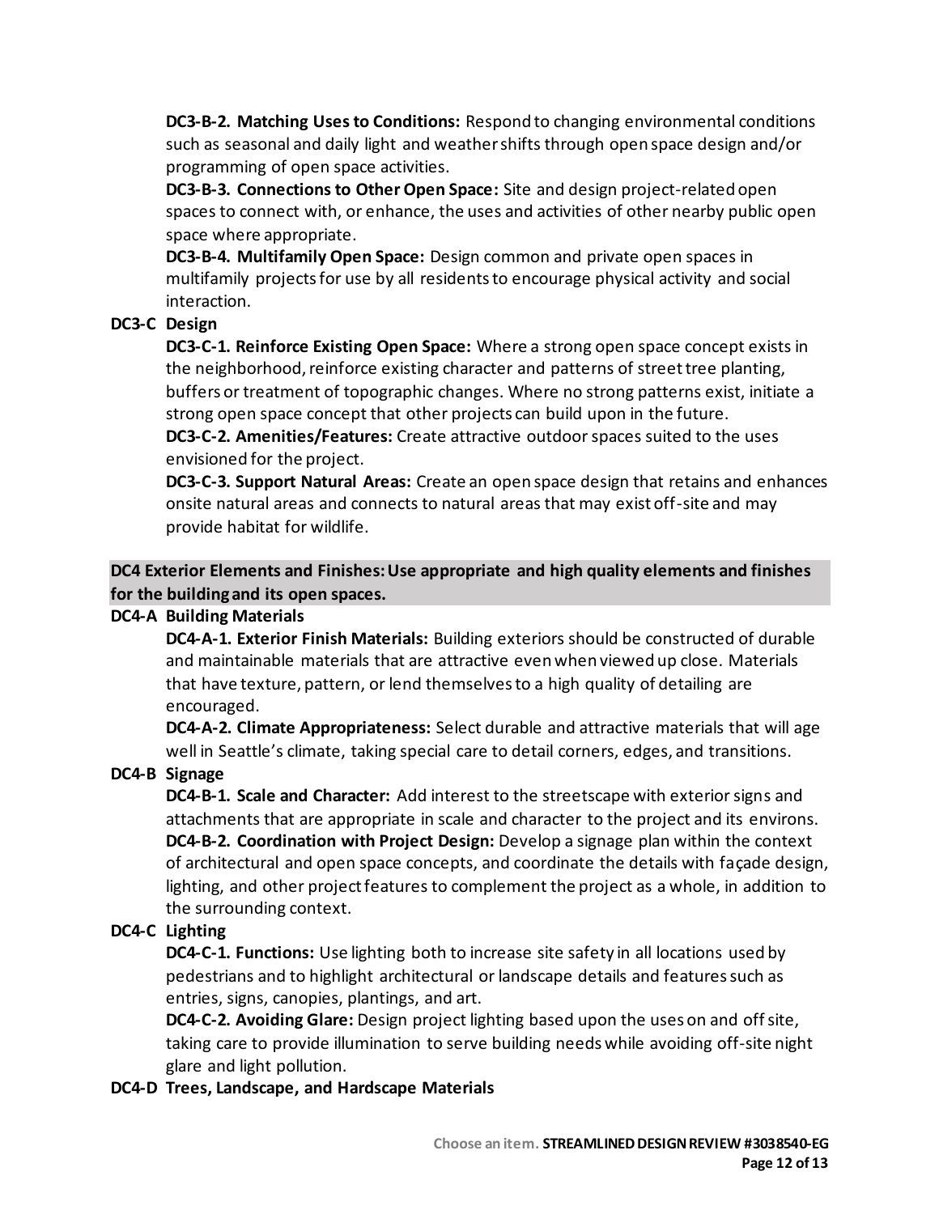**DC3-B-2. Matching Uses to Conditions:** Respond to changing environmental conditions such as seasonal and daily light and weather shifts through open space design and/or programming of open space activities.

**DC3-B-3. Connections to Other Open Space:** Site and design project-related open spaces to connect with, or enhance, the uses and activities of other nearby public open space where appropriate.

**DC3-B-4. Multifamily Open Space:** Design common and private open spaces in multifamily projects for use by all residents to encourage physical activity and social interaction.

**DC3-C Design**

**DC3-C-1. Reinforce Existing Open Space:** Where a strong open space concept exists in the neighborhood, reinforce existing character and patterns of street tree planting, buffers or treatment of topographic changes. Where no strong patterns exist, initiate a strong open space concept that other projects can build upon in the future.

**DC3-C-2. Amenities/Features:** Create attractive outdoor spaces suited to the uses envisioned for the project.

**DC3-C-3. Support Natural Areas:** Create an open space design that retains and enhances onsite natural areas and connects to natural areas that may exist off-site and may provide habitat for wildlife.

## DC4 Exterior Elements and Finishes: Use appropriate and high quality elements and finishes for the building and its open spaces.

**DC4-A Building Materials**

**DC4-A-1. Exterior Finish Materials:** Building exteriors should be constructed of durable and maintainable materials that are attractive even when viewed up close. Materials that have texture, pattern, or lend themselves to a high quality of detailing are encouraged.

**DC4-A-2. Climate Appropriateness:** Select durable and attractive materials that will age well in Seattle's climate, taking special care to detail corners, edges, and transitions.

**DC4-B Signage**

**DC4-B-1. Scale and Character:** Add interest to the streetscape with exterior signs and attachments that are appropriate in scale and character to the project and its environs.

**DC4-B-2. Coordination with Project Design:** Develop a signage plan within the context of architectural and open space concepts, and coordinate the details with façade design, lighting, and other project features to complement the project as a whole, in addition to the surrounding context.

**DC4-C Lighting**

**DC4-C-1. Functions:** Use lighting both to increase site safety in all locations used by pedestrians and to highlight architectural or landscape details and features such as entries, signs, canopies, plantings, and art.

**DC4-C-2. Avoiding Glare:** Design project lighting based upon the uses on and off site, taking care to provide illumination to serve building needs while avoiding off-site night glare and light pollution.

**DC4-D Trees, Landscape, and Hardscape Materials**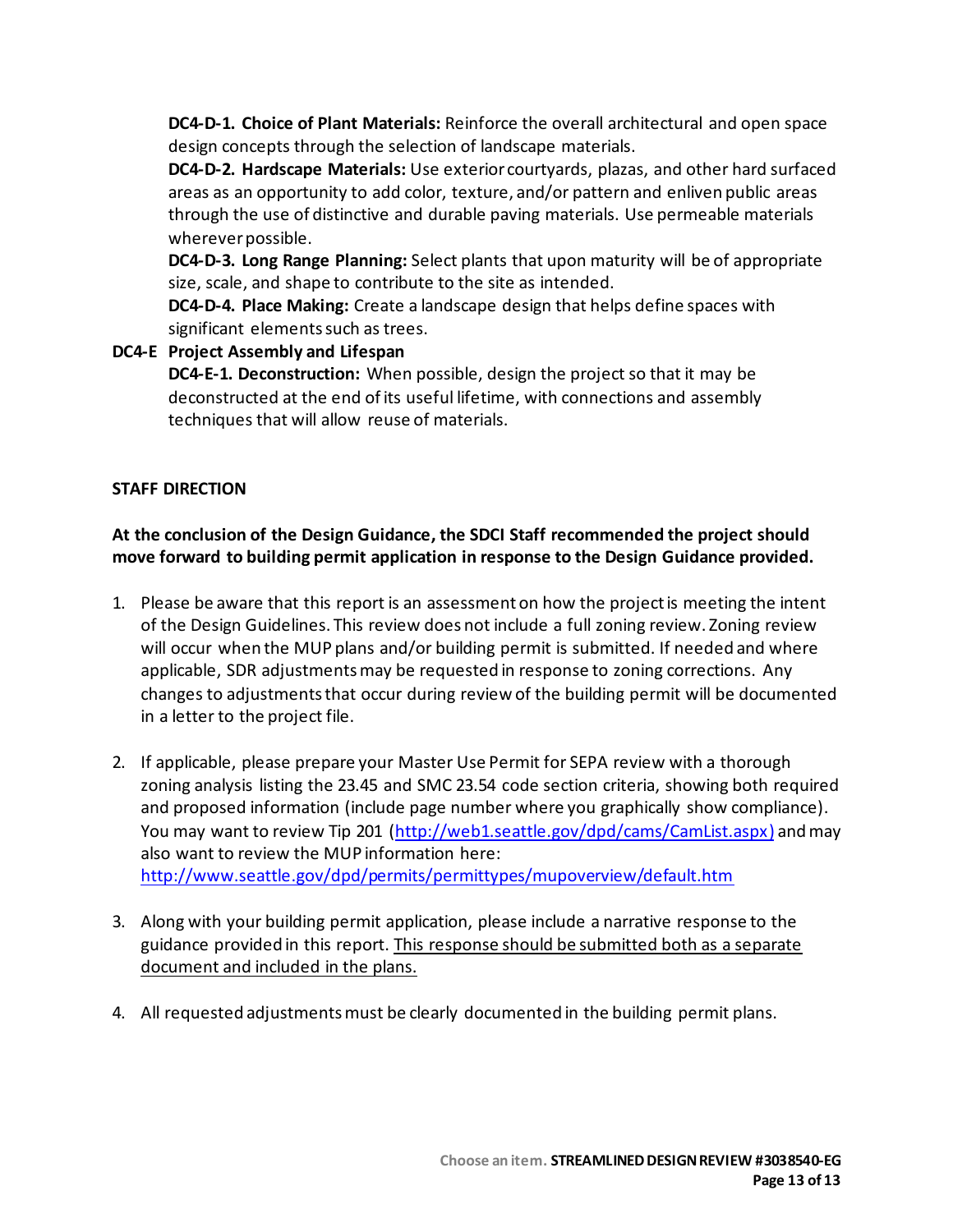**DC4-D-1. Choice of Plant Materials:** Reinforce the overall architectural and open space design concepts through the selection of landscape materials.

**DC4-D-2. Hardscape Materials:** Use exterior courtyards, plazas, and other hard surfaced areas as an opportunity to add color, texture, and/or pattern and enliven public areas through the use of distinctive and durable paving materials. Use permeable materials wherever possible.

**DC4-D-3. Long Range Planning:** Select plants that upon maturity will be of appropriate size, scale, and shape to contribute to the site as intended.

**DC4-D-4. Place Making:** Create a landscape design that helps define spaces with significant elements such as trees.

**DC4-E Project Assembly and Lifespan**

**DC4-E-1. Deconstruction:** When possible, design the project so that it may be deconstructed at the end of its useful lifetime, with connections and assembly techniques that will allow reuse of materials.

## STAFF DIRECTION

**At the conclusion of the Design Guidance, the SDCI Staff recommended the project should move forward to building permit application in response to the Design Guidance provided.**

1. Please be aware that this report is an assessment on how the project is meeting the intent of the Design Guidelines. This review does not include a full zoning review. Zoning review will occur when the MUP plans and/or building permit is submitted. If needed and where applicable, SDR adjustments may be requested in response to zoning corrections. Any changes to adjustments that occur during review of the building permit will be documented in a letter to the project file.

2. If applicable, please prepare your Master Use Permit for SEPA review with a thorough zoning analysis listing the 23.45 and SMC 23.54 code section criteria, showing both required and proposed information (include page number where you graphically show compliance). You may want to review Tip 201 (http://web1.seattle.gov/dpd/cams/CamList.aspx) and may also want to review the MUP information here: http://www.seattle.gov/dpd/permits/permittypes/mupoverview/default.htm

3. Along with your building permit application, please include a narrative response to the guidance provided in this report. This response should be submitted both as a separate document and included in the plans.

4. All requested adjustments must be clearly documented in the building permit plans.